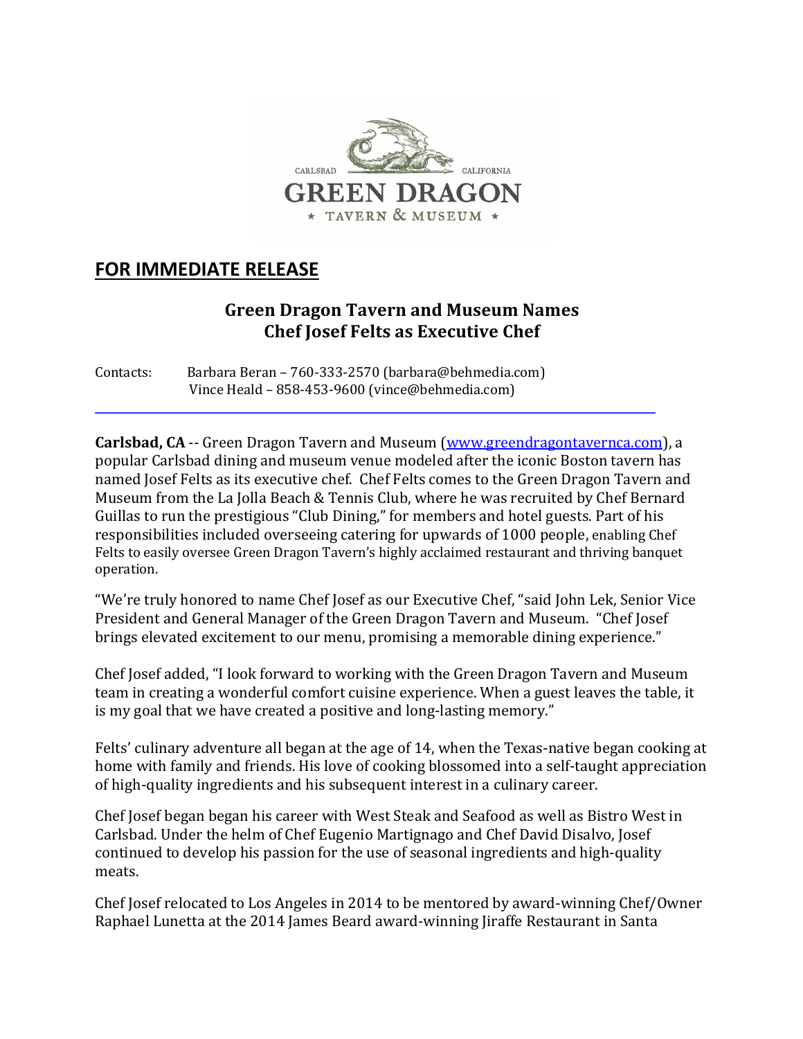CARLSBAD CALIFORNIA
GREEN DRAGON
★ TAVERN & MUSEUM ★

## FOR IMMEDIATE RELEASE

### Green Dragon Tavern and Museum Names Chef Josef Felts as Executive Chef

Contacts: Barbara Beran – 760-333-2570 (barbara@behmedia.com)
Vince Heald – 858-453-9600 (vince@behmedia.com)

---

**Carlsbad, CA** -- Green Dragon Tavern and Museum (www.greendragontavernca.com), a popular Carlsbad dining and museum venue modeled after the iconic Boston tavern has named Josef Felts as its executive chef. Chef Felts comes to the Green Dragon Tavern and Museum from the La Jolla Beach & Tennis Club, where he was recruited by Chef Bernard Guillas to run the prestigious "Club Dining," for members and hotel guests. Part of his responsibilities included overseeing catering for upwards of 1000 people, enabling Chef Felts to easily oversee Green Dragon Tavern's highly acclaimed restaurant and thriving banquet operation.

"We're truly honored to name Chef Josef as our Executive Chef, "said John Lek, Senior Vice President and General Manager of the Green Dragon Tavern and Museum. "Chef Josef brings elevated excitement to our menu, promising a memorable dining experience."

Chef Josef added, "I look forward to working with the Green Dragon Tavern and Museum team in creating a wonderful comfort cuisine experience. When a guest leaves the table, it is my goal that we have created a positive and long-lasting memory."

Felts' culinary adventure all began at the age of 14, when the Texas-native began cooking at home with family and friends. His love of cooking blossomed into a self-taught appreciation of high-quality ingredients and his subsequent interest in a culinary career.

Chef Josef began began his career with West Steak and Seafood as well as Bistro West in Carlsbad. Under the helm of Chef Eugenio Martignago and Chef David Disalvo, Josef continued to develop his passion for the use of seasonal ingredients and high-quality meats.

Chef Josef relocated to Los Angeles in 2014 to be mentored by award-winning Chef/Owner Raphael Lunetta at the 2014 James Beard award-winning Jiraffe Restaurant in Santa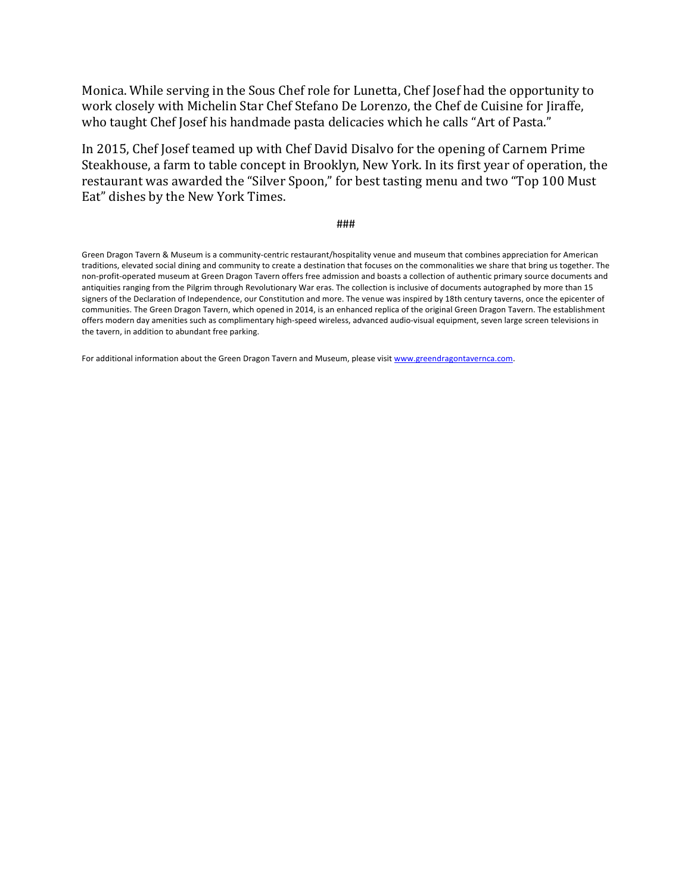Monica. While serving in the Sous Chef role for Lunetta, Chef Josef had the opportunity to work closely with Michelin Star Chef Stefano De Lorenzo, the Chef de Cuisine for Jiraffe, who taught Chef Josef his handmade pasta delicacies which he calls "Art of Pasta."

In 2015, Chef Josef teamed up with Chef David Disalvo for the opening of Carnem Prime Steakhouse, a farm to table concept in Brooklyn, New York. In its first year of operation, the restaurant was awarded the "Silver Spoon," for best tasting menu and two "Top 100 Must Eat" dishes by the New York Times.

###

Green Dragon Tavern & Museum is a community-centric restaurant/hospitality venue and museum that combines appreciation for American traditions, elevated social dining and community to create a destination that focuses on the commonalities we share that bring us together. The non-profit-operated museum at Green Dragon Tavern offers free admission and boasts a collection of authentic primary source documents and antiquities ranging from the Pilgrim through Revolutionary War eras. The collection is inclusive of documents autographed by more than 15 signers of the Declaration of Independence, our Constitution and more. The venue was inspired by 18th century taverns, once the epicenter of communities. The Green Dragon Tavern, which opened in 2014, is an enhanced replica of the original Green Dragon Tavern. The establishment offers modern day amenities such as complimentary high-speed wireless, advanced audio-visual equipment, seven large screen televisions in the tavern, in addition to abundant free parking.

For additional information about the Green Dragon Tavern and Museum, please visit [www.greendragontavernca.com](http://www.greendragontavernca.com).